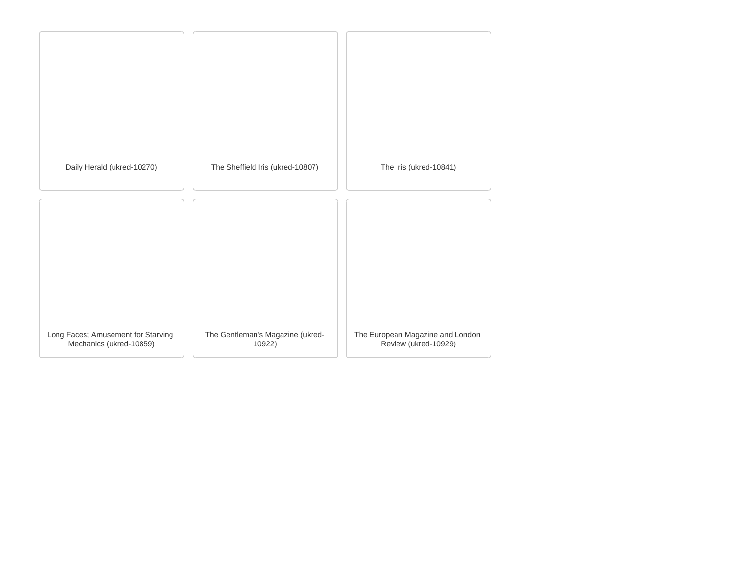Daily Herald (ukred-10270)

The Sheffield Iris (ukred-10807)

The Iris (ukred-10841)

Long Faces; Amusement for Starving Mechanics (ukred-10859)

The Gentleman's Magazine (ukred-10922)

The European Magazine and London Review (ukred-10929)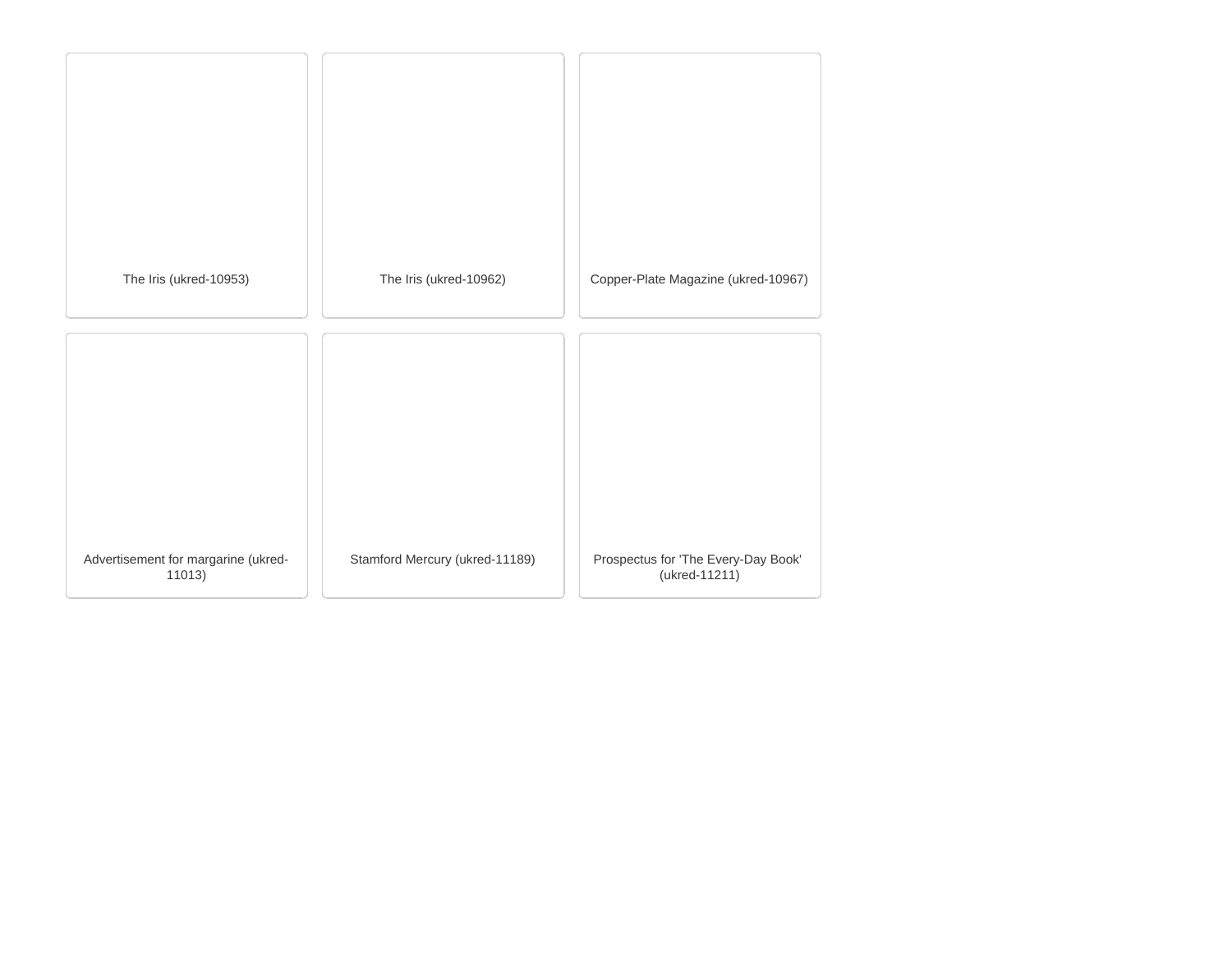The Iris (ukred-10953)

The Iris (ukred-10962)

Copper-Plate Magazine (ukred-10967)

Advertisement for margarine (ukred-11013)

Stamford Mercury (ukred-11189)

Prospectus for 'The Every-Day Book' (ukred-11211)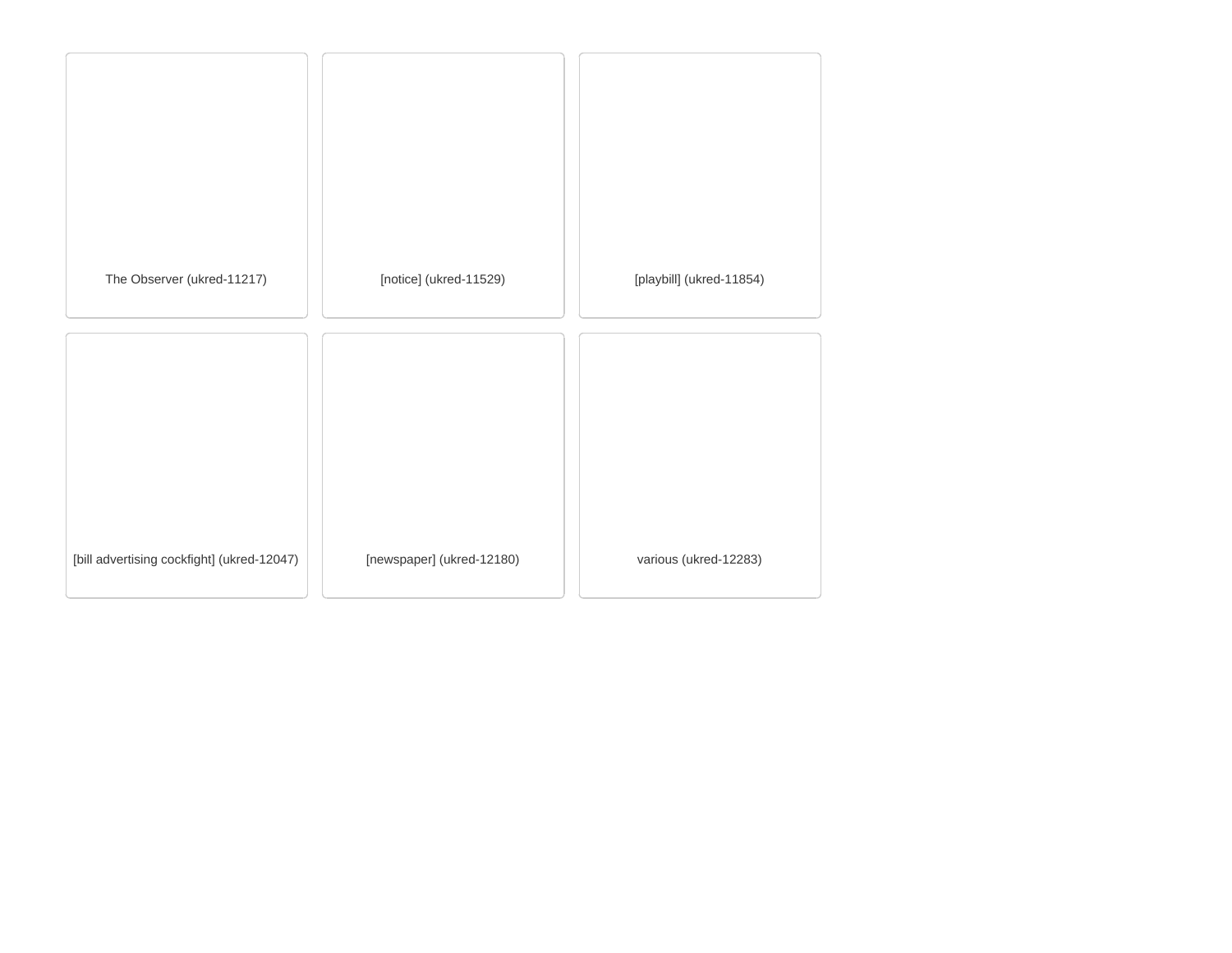The Observer (ukred-11217)

[notice] (ukred-11529)

[playbill] (ukred-11854)

[bill advertising cockfight] (ukred-12047)

[newspaper] (ukred-12180)

various (ukred-12283)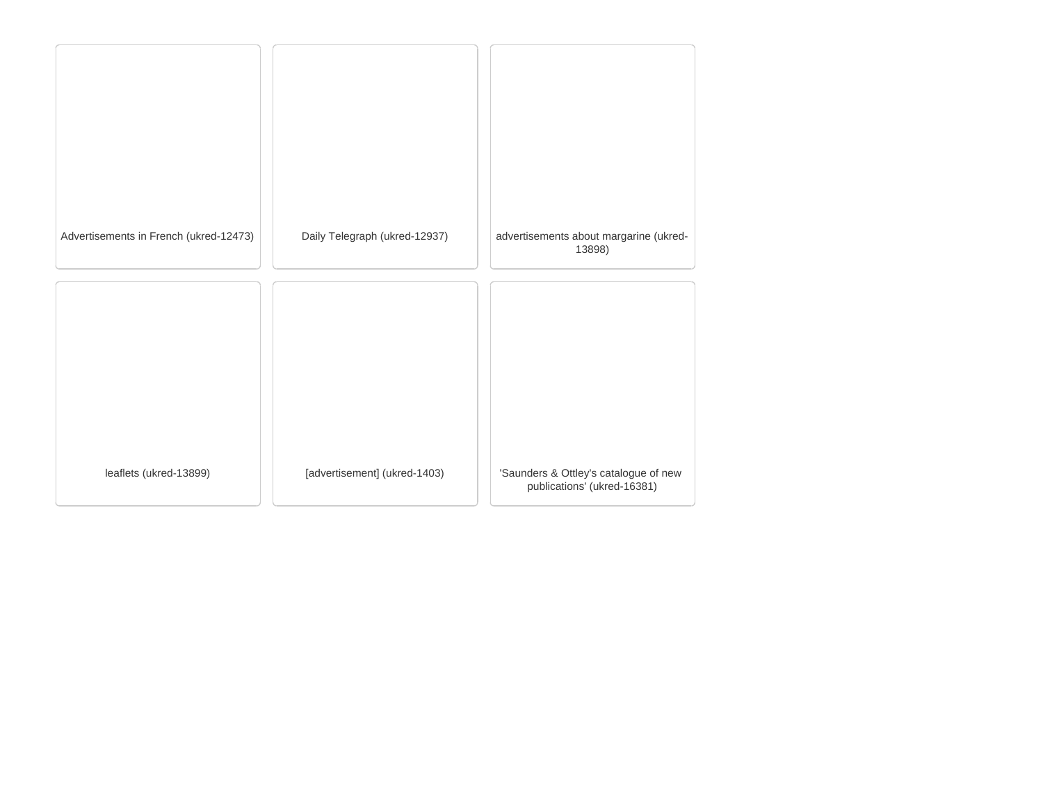Advertisements in French (ukred-12473)

Daily Telegraph (ukred-12937)

advertisements about margarine (ukred-13898)

leaflets (ukred-13899)

[advertisement] (ukred-1403)

'Saunders & Ottley's catalogue of new publications' (ukred-16381)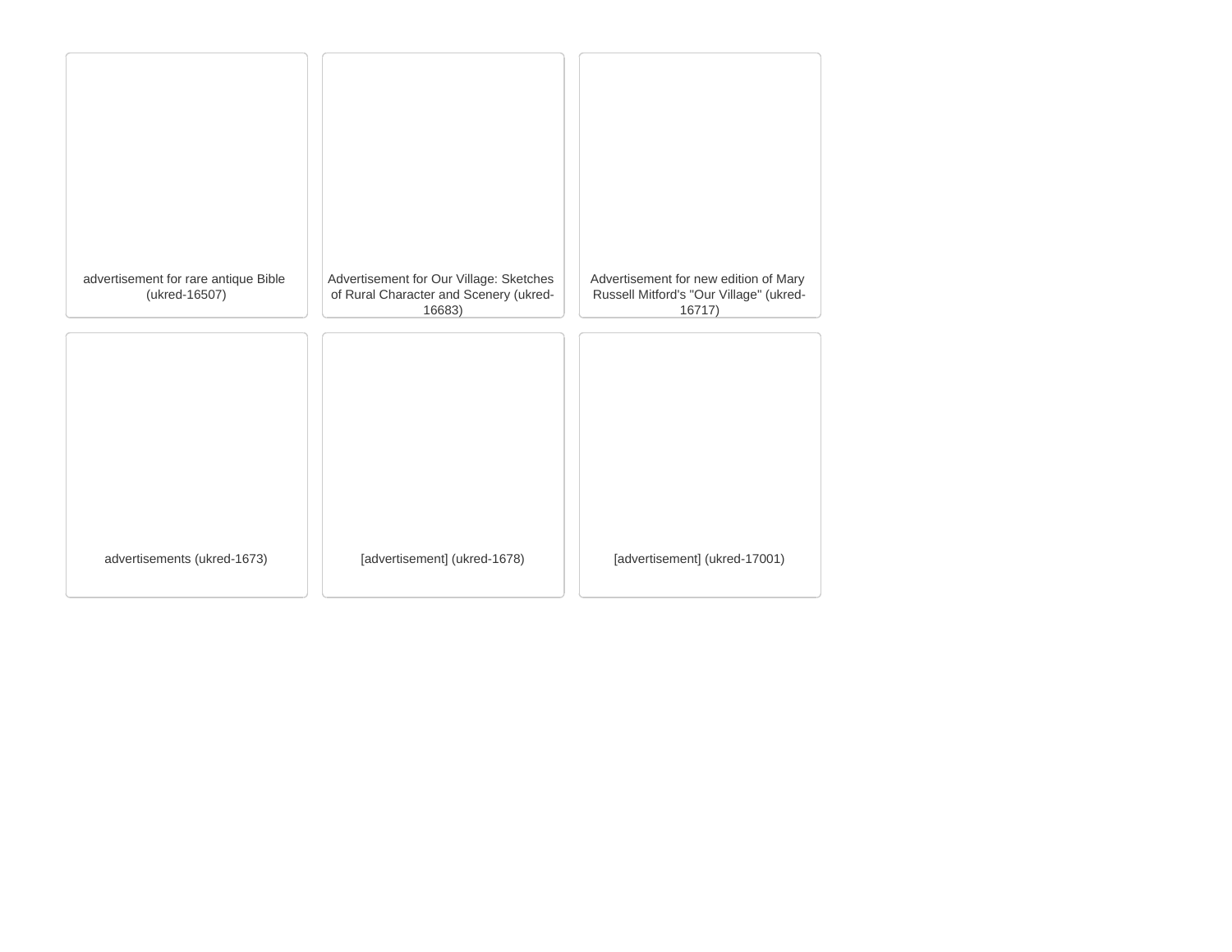advertisement for rare antique Bible (ukred-16507)

Advertisement for Our Village: Sketches of Rural Character and Scenery (ukred-16683)

Advertisement for new edition of Mary Russell Mitford's "Our Village" (ukred-16717)

advertisements (ukred-1673)

[advertisement] (ukred-1678)

[advertisement] (ukred-17001)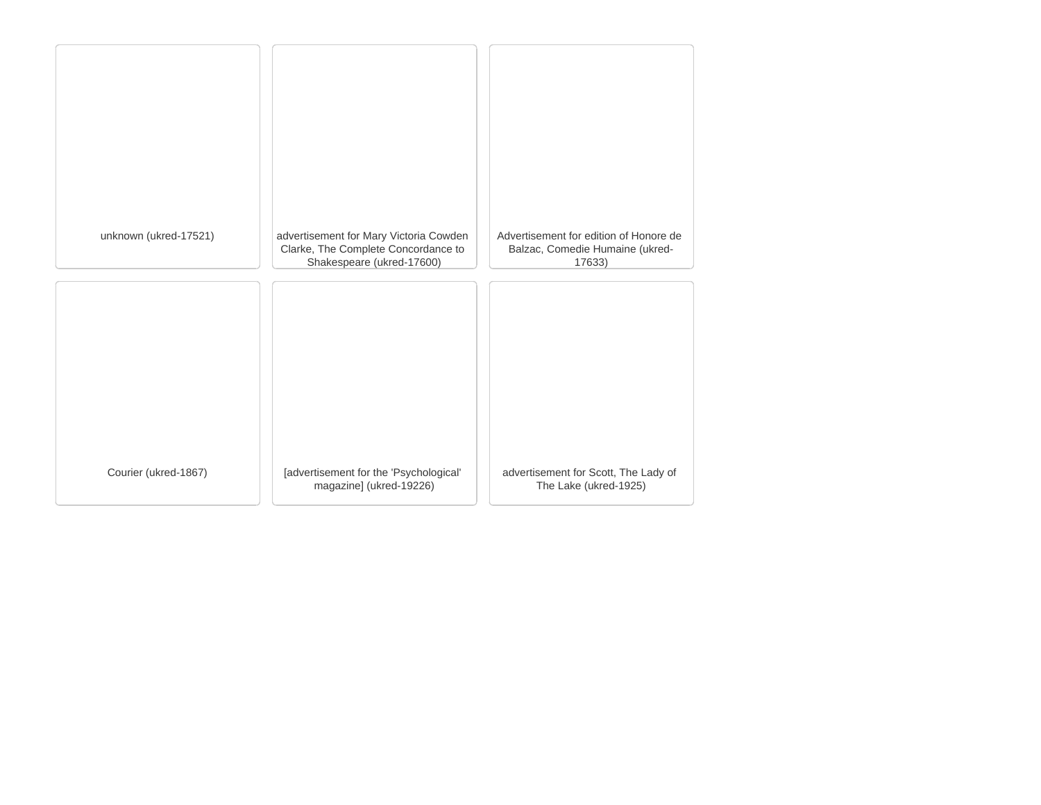unknown (ukred-17521)

advertisement for Mary Victoria Cowden Clarke, The Complete Concordance to Shakespeare (ukred-17600)

Advertisement for edition of Honore de Balzac, Comedie Humaine (ukred-17633)

Courier (ukred-1867)

[advertisement for the 'Psychological' magazine] (ukred-19226)

advertisement for Scott, The Lady of The Lake (ukred-1925)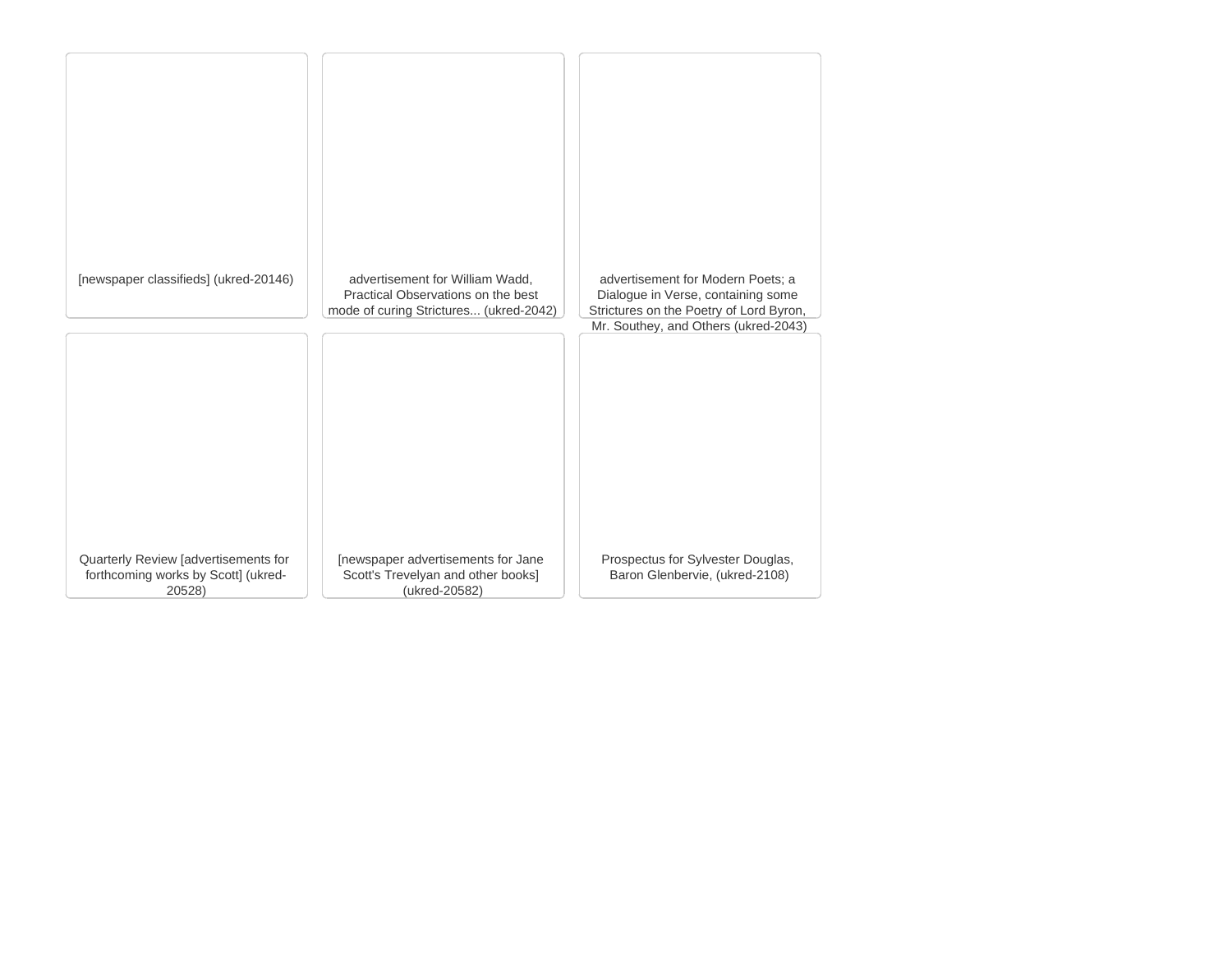[newspaper classifieds] (ukred-20146)

advertisement for William Wadd, Practical Observations on the best mode of curing Strictures... (ukred-2042)

advertisement for Modern Poets; a Dialogue in Verse, containing some Strictures on the Poetry of Lord Byron, Mr. Southey, and Others (ukred-2043)

Quarterly Review [advertisements for forthcoming works by Scott] (ukred-20528)

[newspaper advertisements for Jane Scott's Trevelyan and other books] (ukred-20582)

Prospectus for Sylvester Douglas, Baron Glenbervie, (ukred-2108)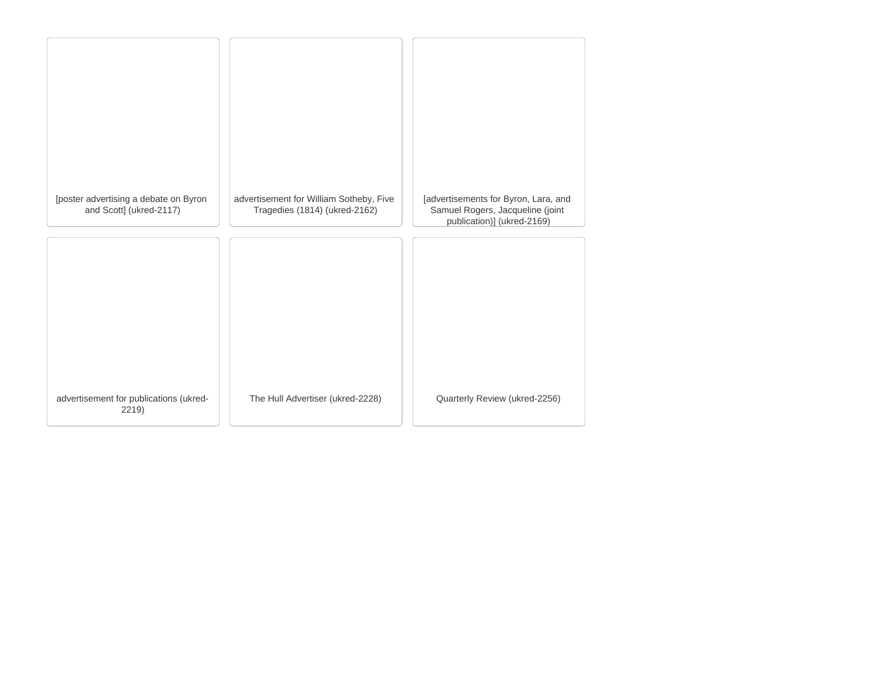[poster advertising a debate on Byron and Scott] (ukred-2117)

advertisement for William Sotheby, Five Tragedies (1814) (ukred-2162)

[advertisements for Byron, Lara, and Samuel Rogers, Jacqueline (joint publication)] (ukred-2169)

advertisement for publications (ukred-2219)

The Hull Advertiser (ukred-2228)

Quarterly Review (ukred-2256)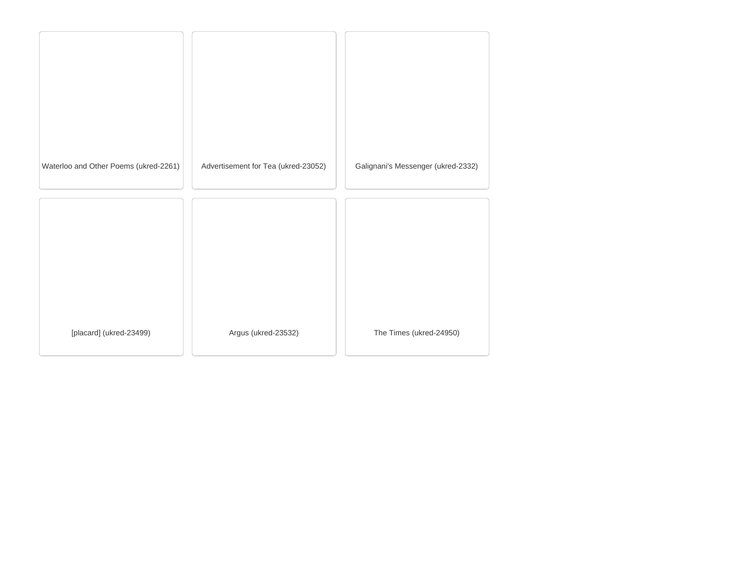Waterloo and Other Poems (ukred-2261)

Advertisement for Tea (ukred-23052)

Galignani's Messenger (ukred-2332)

[placard] (ukred-23499)

Argus (ukred-23532)

The Times (ukred-24950)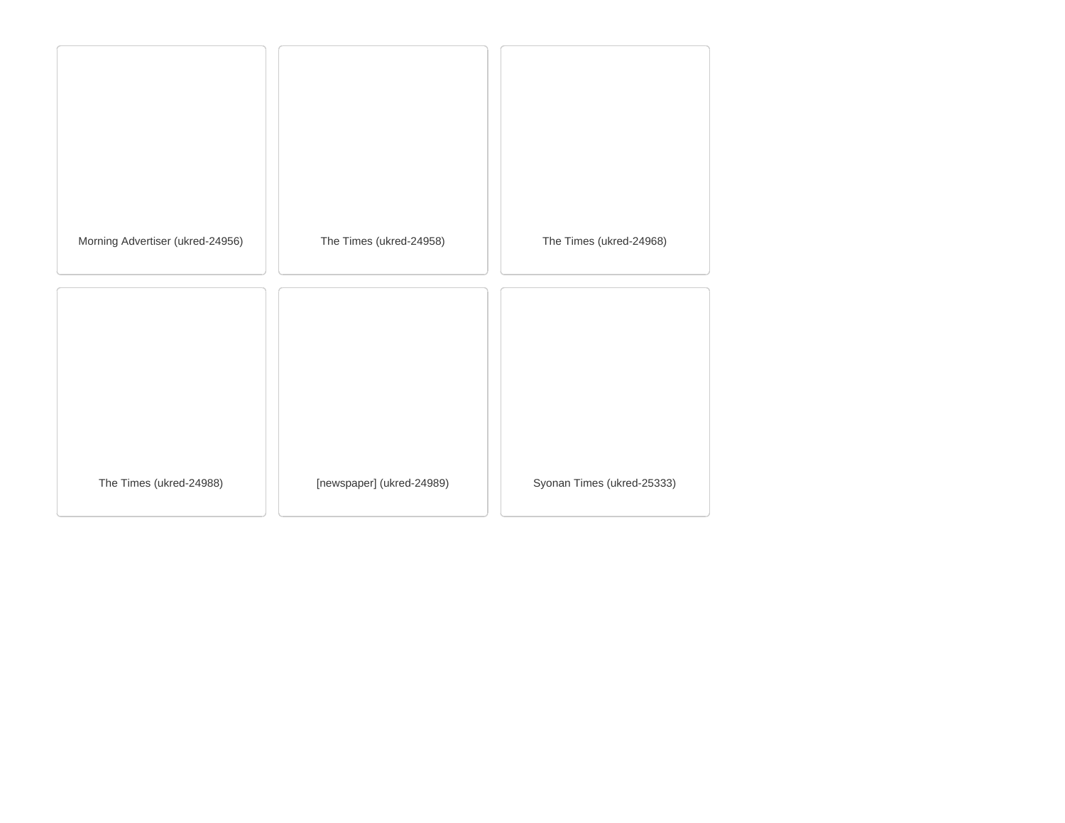Morning Advertiser (ukred-24956)

The Times (ukred-24958)

The Times (ukred-24968)

The Times (ukred-24988)

[newspaper] (ukred-24989)

Syonan Times (ukred-25333)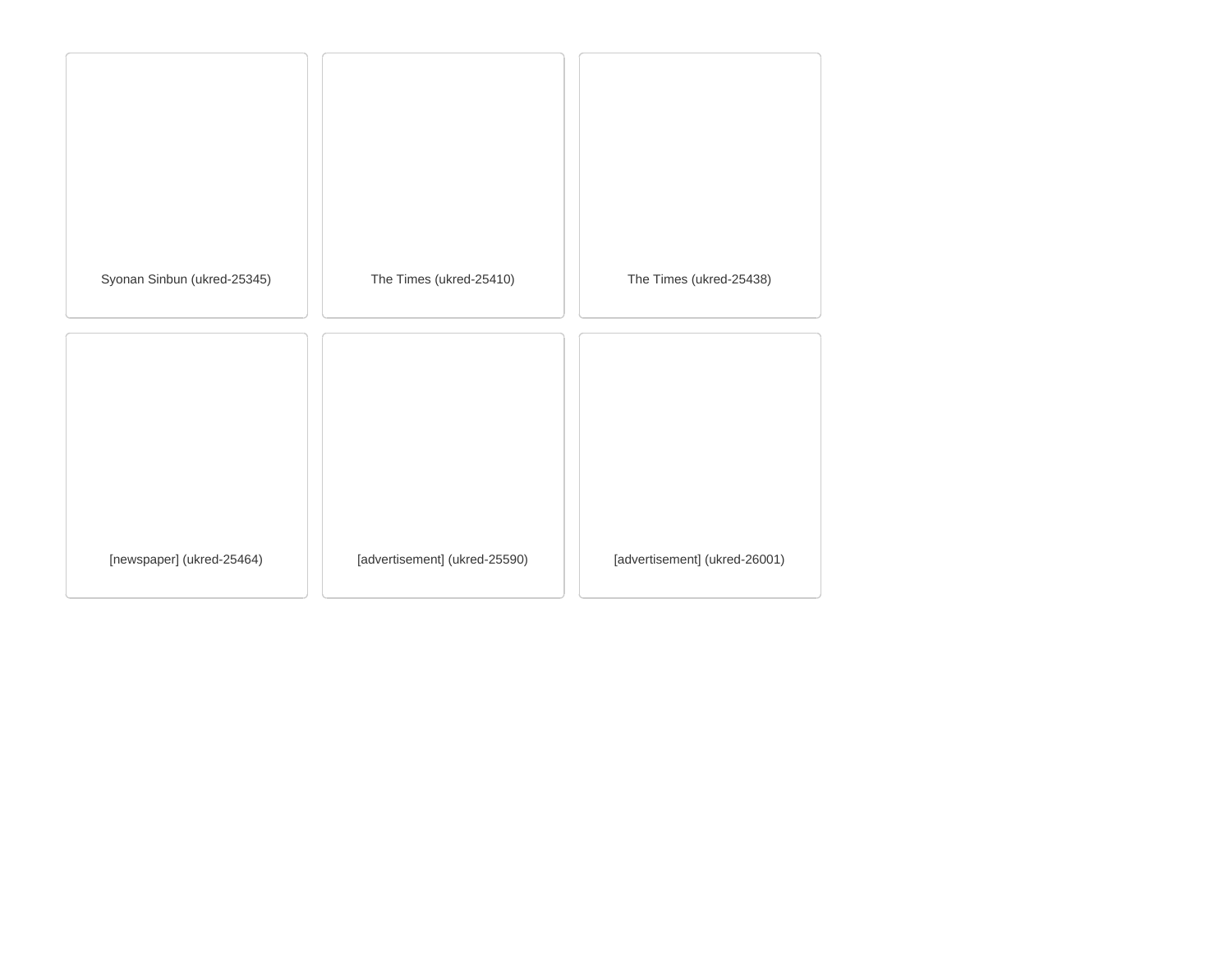Syonan Sinbun (ukred-25345)

The Times (ukred-25410)

The Times (ukred-25438)

[newspaper] (ukred-25464)

[advertisement] (ukred-25590)

[advertisement] (ukred-26001)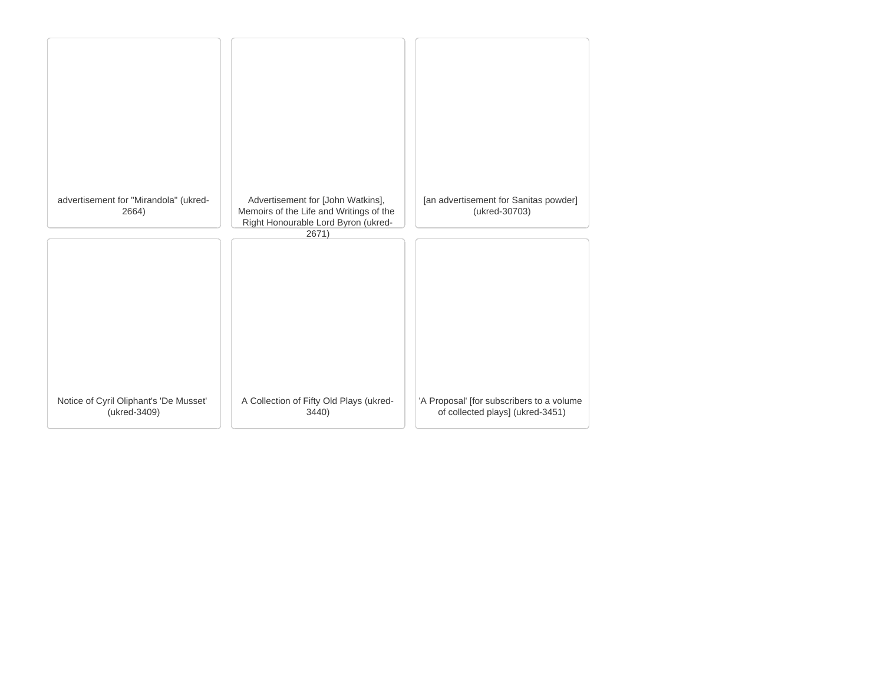advertisement for "Mirandola" (ukred-2664)

Advertisement for [John Watkins], Memoirs of the Life and Writings of the Right Honourable Lord Byron (ukred-2671)

[an advertisement for Sanitas powder] (ukred-30703)

Notice of Cyril Oliphant's 'De Musset' (ukred-3409)

A Collection of Fifty Old Plays (ukred-3440)

'A Proposal' [for subscribers to a volume of collected plays] (ukred-3451)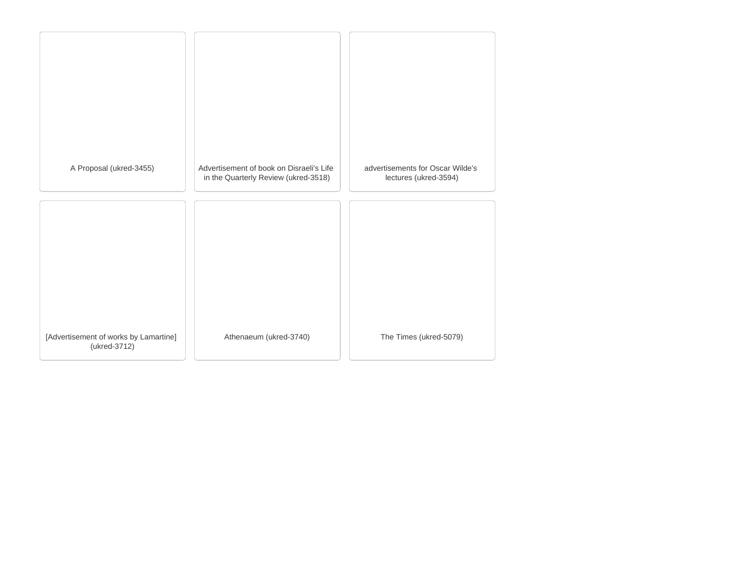A Proposal (ukred-3455)

Advertisement of book on Disraeli's Life in the Quarterly Review (ukred-3518)

advertisements for Oscar Wilde's lectures (ukred-3594)

[Advertisement of works by Lamartine] (ukred-3712)

Athenaeum (ukred-3740)

The Times (ukred-5079)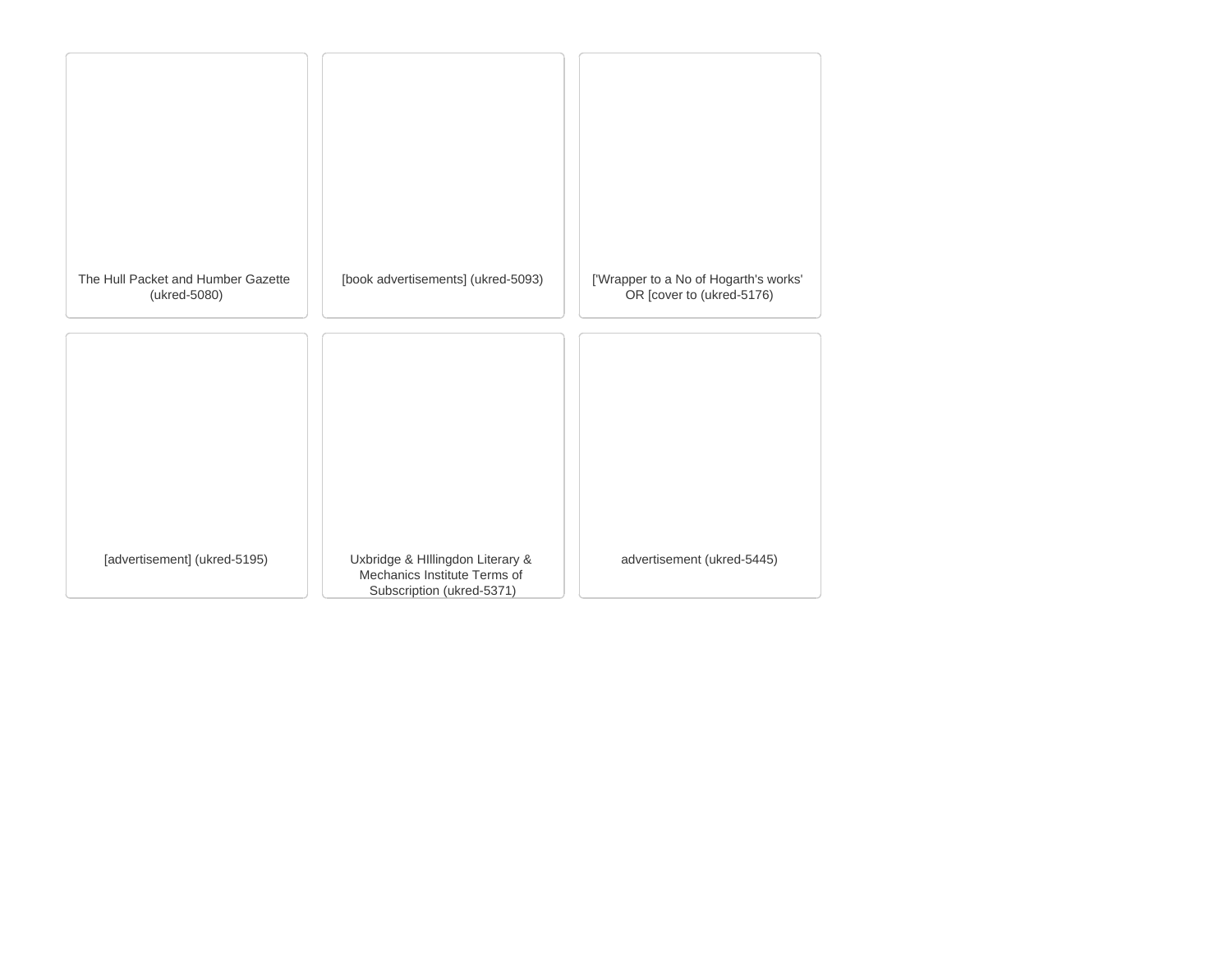The Hull Packet and Humber Gazette (ukred-5080)

[book advertisements] (ukred-5093)

['Wrapper to a No of Hogarth's works' OR [cover to (ukred-5176)

[advertisement] (ukred-5195)

Uxbridge & HIllingdon Literary & Mechanics Institute Terms of Subscription (ukred-5371)

advertisement (ukred-5445)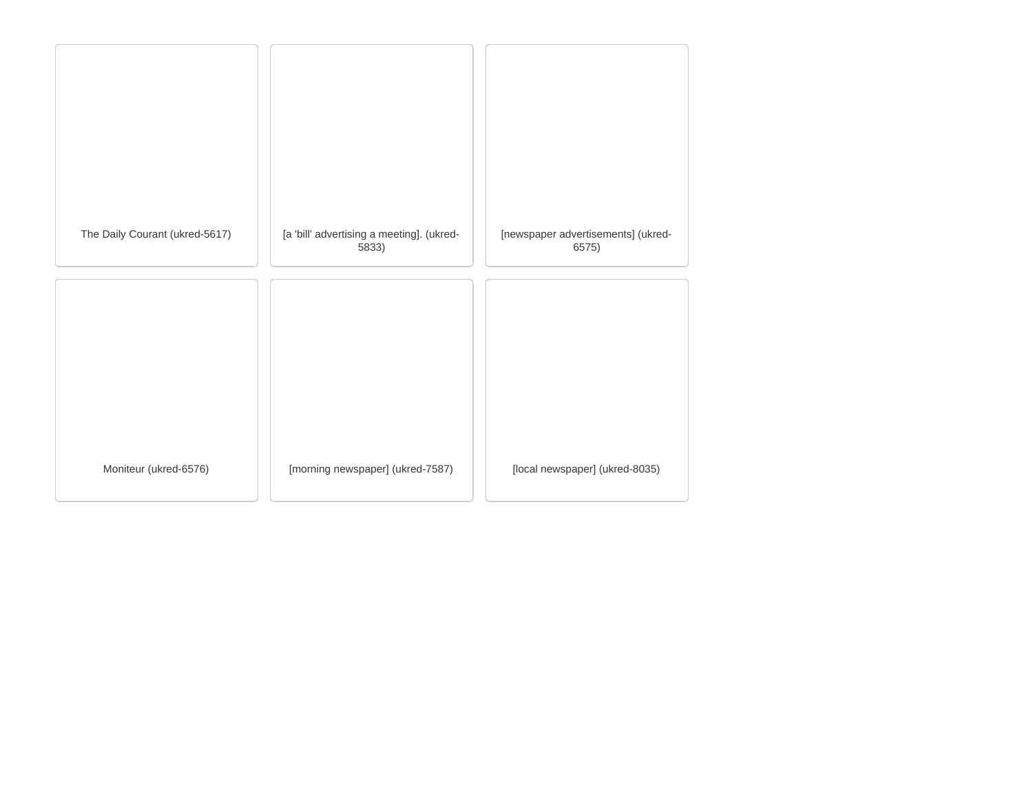The Daily Courant (ukred-5617)

[a 'bill' advertising a meeting]. (ukred-5833)

[newspaper advertisements] (ukred-6575)

Moniteur (ukred-6576)

[morning newspaper] (ukred-7587)

[local newspaper] (ukred-8035)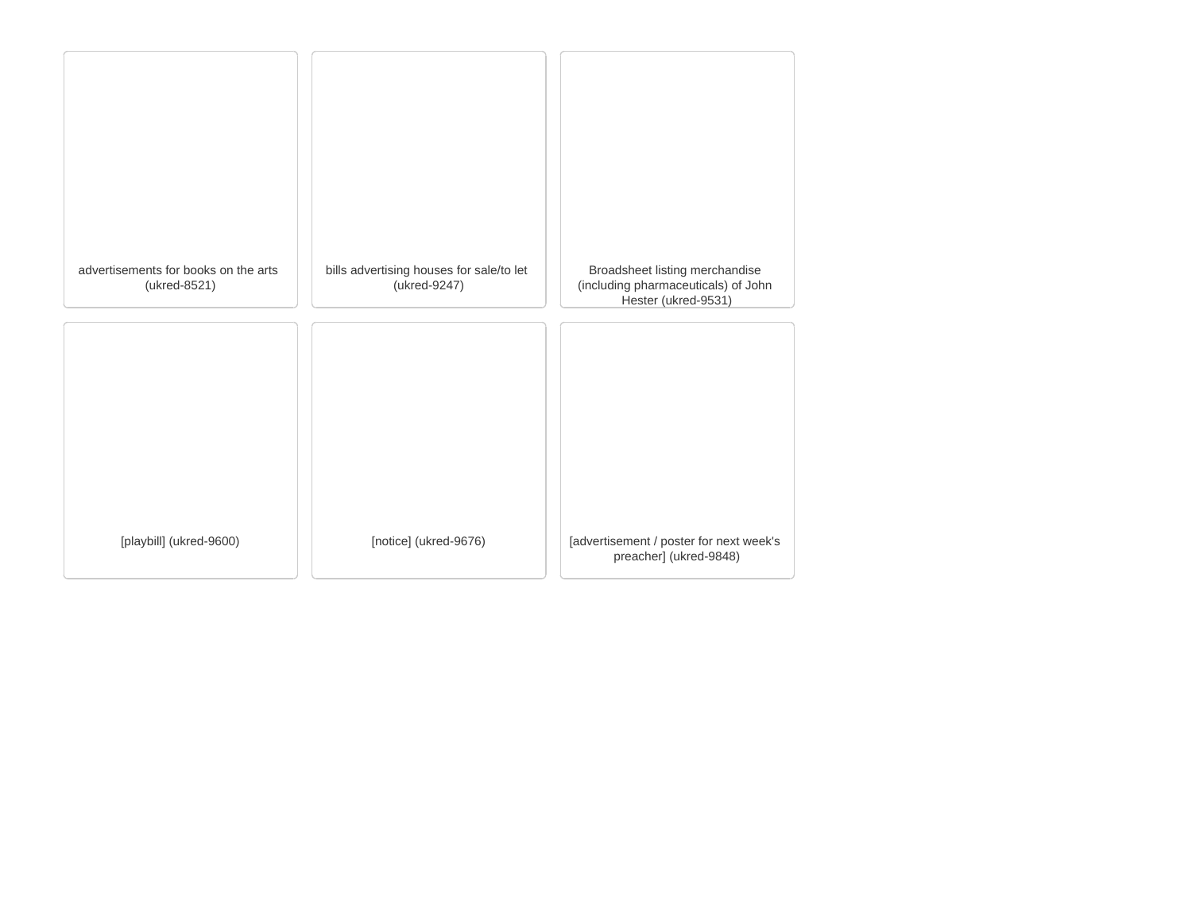advertisements for books on the arts (ukred-8521)

bills advertising houses for sale/to let (ukred-9247)

Broadsheet listing merchandise (including pharmaceuticals) of John Hester (ukred-9531)

[playbill] (ukred-9600)

[notice] (ukred-9676)

[advertisement / poster for next week's preacher] (ukred-9848)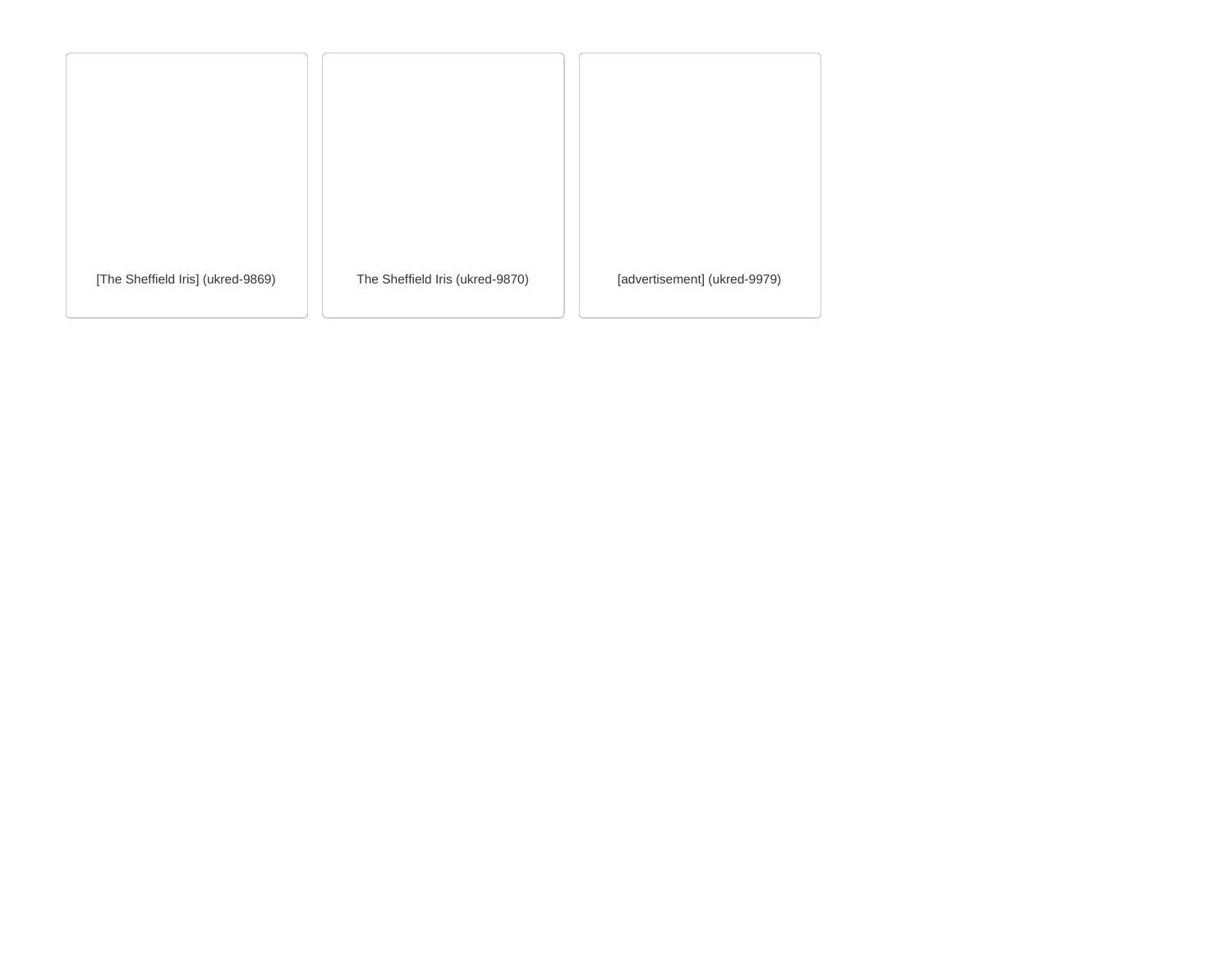[The Sheffield Iris] (ukred-9869)

The Sheffield Iris (ukred-9870)

[advertisement] (ukred-9979)